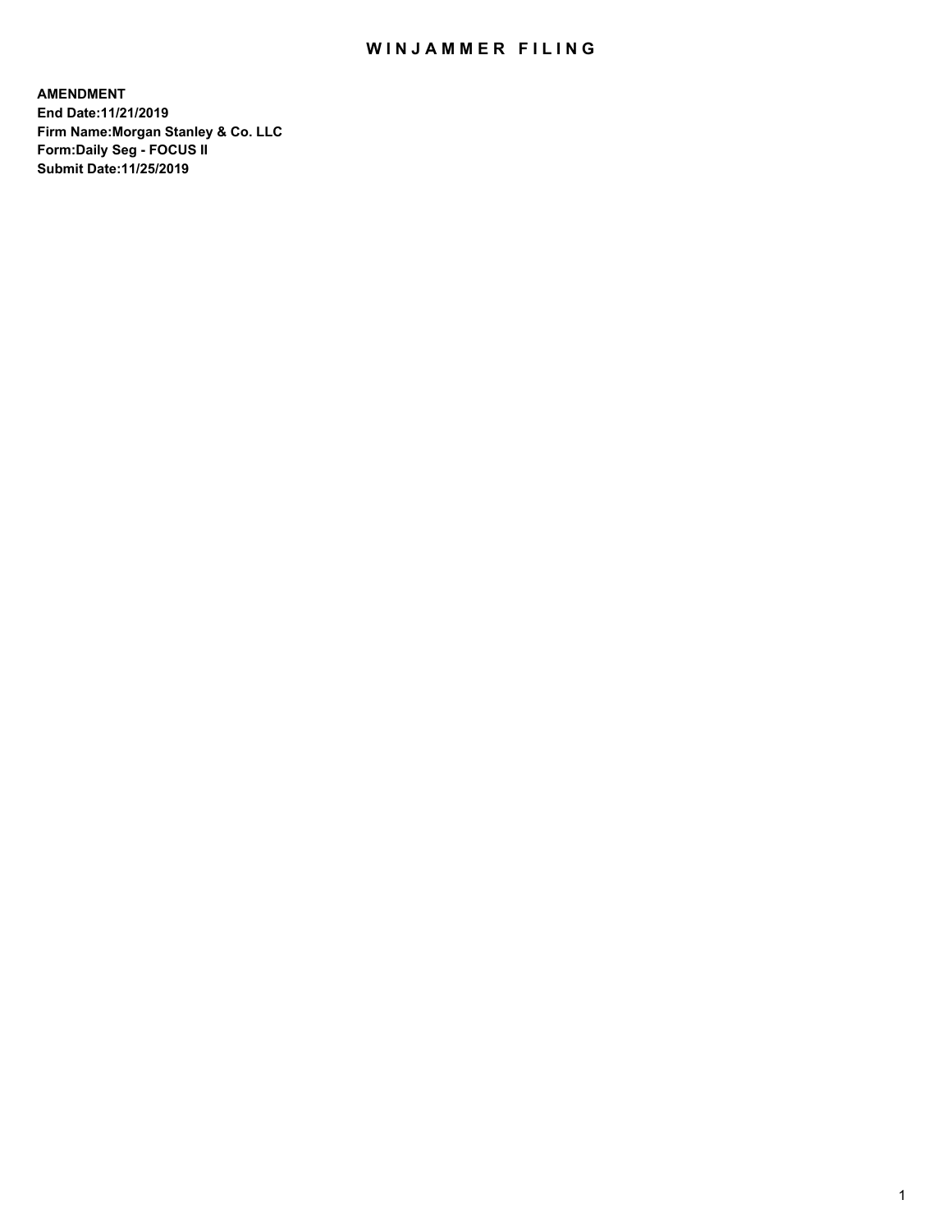# WINJAMMER FILING

**AMENDMENT**
**End Date:11/21/2019**
**Firm Name:Morgan Stanley & Co. LLC**
**Form:Daily Seg - FOCUS II**
**Submit Date:11/25/2019**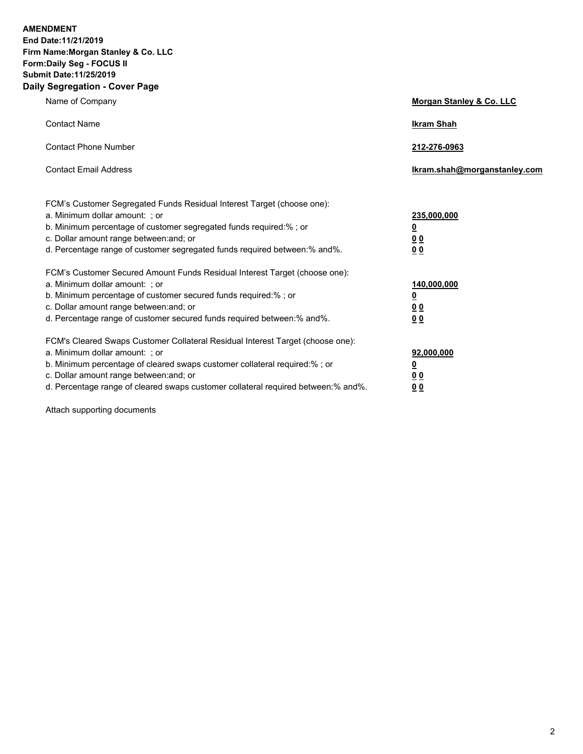**AMENDMENT**
**End Date:11/21/2019**
**Firm Name:Morgan Stanley & Co. LLC**
**Form:Daily Seg - FOCUS II**
**Submit Date:11/25/2019**

## Daily Segregation - Cover Page

| | |
|---|---|
| Name of Company | **Morgan Stanley & Co. LLC** |
| Contact Name | **Ikram Shah** |
| Contact Phone Number | **212-276-0963** |
| Contact Email Address | **Ikram.shah@morganstanley.com** |

| | |
|---|---|
| FCM's Customer Segregated Funds Residual Interest Target (choose one): | |
| a. Minimum dollar amount: ; or | **235,000,000** |
| b. Minimum percentage of customer segregated funds required:% ; or | **0** |
| c. Dollar amount range between:and; or | **0 0** |
| d. Percentage range of customer segregated funds required between:% and%. | **0 0** |
| FCM's Customer Secured Amount Funds Residual Interest Target (choose one): | |
| a. Minimum dollar amount: ; or | **140,000,000** |
| b. Minimum percentage of customer secured funds required:% ; or | **0** |
| c. Dollar amount range between:and; or | **0 0** |
| d. Percentage range of customer secured funds required between:% and%. | **0 0** |
| FCM's Cleared Swaps Customer Collateral Residual Interest Target (choose one): | |
| a. Minimum dollar amount: ; or | **92,000,000** |
| b. Minimum percentage of cleared swaps customer collateral required:% ; or | **0** |
| c. Dollar amount range between:and; or | **0 0** |
| d. Percentage range of cleared swaps customer collateral required between:% and%. | **0 0** |

Attach supporting documents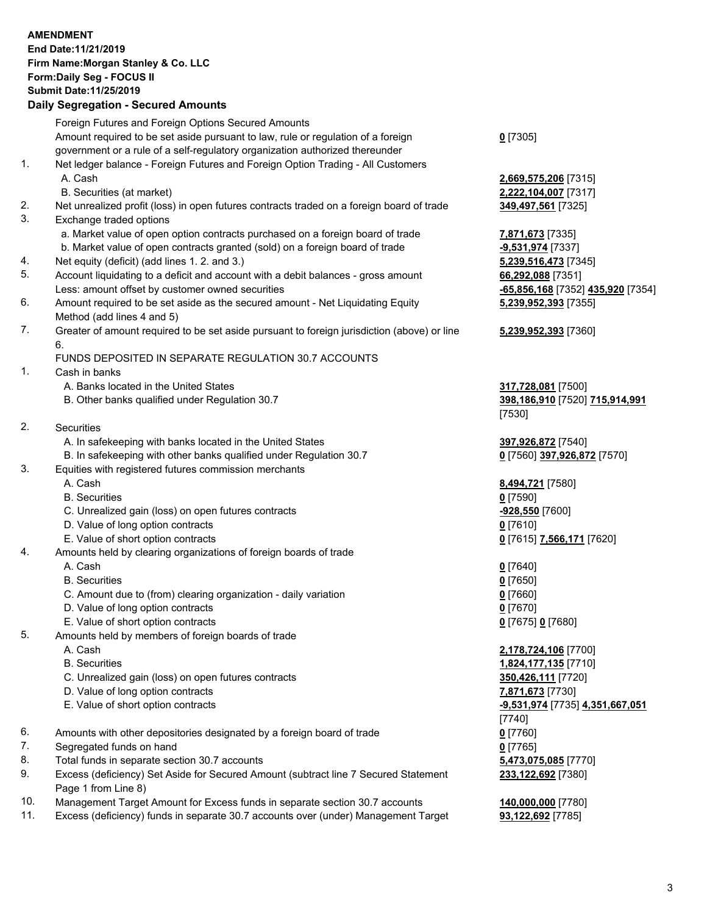**AMENDMENT**
**End Date:11/21/2019**
**Firm Name:Morgan Stanley & Co. LLC**
**Form:Daily Seg - FOCUS II**
**Submit Date:11/25/2019**

## Daily Segregation - Secured Amounts

| | | |
|---|---|---|
| | Foreign Futures and Foreign Options Secured Amounts | |
| | Amount required to be set aside pursuant to law, rule or regulation of a foreign government or a rule of a self-regulatory organization authorized thereunder | **0** [7305] |
| 1. | Net ledger balance - Foreign Futures and Foreign Option Trading - All Customers | |
| | A. Cash | **2,669,575,206** [7315] |
| | B. Securities (at market) | **2,222,104,007** [7317] |
| 2. | Net unrealized profit (loss) in open futures contracts traded on a foreign board of trade | **349,497,561** [7325] |
| 3. | Exchange traded options | |
| | a. Market value of open option contracts purchased on a foreign board of trade | **7,871,673** [7335] |
| | b. Market value of open contracts granted (sold) on a foreign board of trade | **-9,531,974** [7337] |
| 4. | Net equity (deficit) (add lines 1. 2. and 3.) | **5,239,516,473** [7345] |
| 5. | Account liquidating to a deficit and account with a debit balances - gross amount | **66,292,088** [7351] |
| | Less: amount offset by customer owned securities | **-65,856,168** [7352] **435,920** [7354] |
| 6. | Amount required to be set aside as the secured amount - Net Liquidating Equity Method (add lines 4 and 5) | **5,239,952,393** [7355] |
| 7. | Greater of amount required to be set aside pursuant to foreign jurisdiction (above) or line 6. | **5,239,952,393** [7360] |
| | FUNDS DEPOSITED IN SEPARATE REGULATION 30.7 ACCOUNTS | |
| 1. | Cash in banks | |
| | A. Banks located in the United States | **317,728,081** [7500] |
| | B. Other banks qualified under Regulation 30.7 | **398,186,910** [7520] **715,914,991** [7530] |
| 2. | Securities | |
| | A. In safekeeping with banks located in the United States | **397,926,872** [7540] |
| | B. In safekeeping with other banks qualified under Regulation 30.7 | **0** [7560] **397,926,872** [7570] |
| 3. | Equities with registered futures commission merchants | |
| | A. Cash | **8,494,721** [7580] |
| | B. Securities | **0** [7590] |
| | C. Unrealized gain (loss) on open futures contracts | **-928,550** [7600] |
| | D. Value of long option contracts | **0** [7610] |
| | E. Value of short option contracts | **0** [7615] **7,566,171** [7620] |
| 4. | Amounts held by clearing organizations of foreign boards of trade | |
| | A. Cash | **0** [7640] |
| | B. Securities | **0** [7650] |
| | C. Amount due to (from) clearing organization - daily variation | **0** [7660] |
| | D. Value of long option contracts | **0** [7670] |
| | E. Value of short option contracts | **0** [7675] **0** [7680] |
| 5. | Amounts held by members of foreign boards of trade | |
| | A. Cash | **2,178,724,106** [7700] |
| | B. Securities | **1,824,177,135** [7710] |
| | C. Unrealized gain (loss) on open futures contracts | **350,426,111** [7720] |
| | D. Value of long option contracts | **7,871,673** [7730] |
| | E. Value of short option contracts | **-9,531,974** [7735] **4,351,667,051** [7740] |
| 6. | Amounts with other depositories designated by a foreign board of trade | **0** [7760] |
| 7. | Segregated funds on hand | **0** [7765] |
| 8. | Total funds in separate section 30.7 accounts | **5,473,075,085** [7770] |
| 9. | Excess (deficiency) Set Aside for Secured Amount (subtract line 7 Secured Statement Page 1 from Line 8) | **233,122,692** [7380] |
| 10. | Management Target Amount for Excess funds in separate section 30.7 accounts | **140,000,000** [7780] |
| 11. | Excess (deficiency) funds in separate 30.7 accounts over (under) Management Target | **93,122,692** [7785] |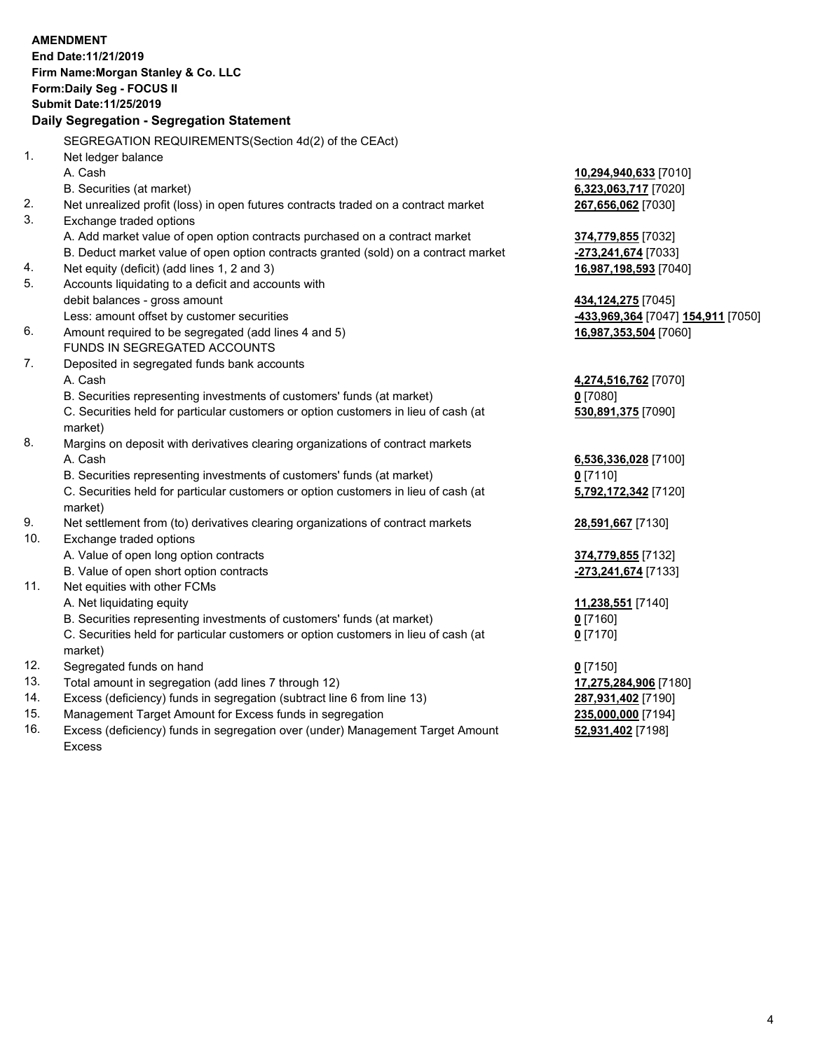**AMENDMENT**
**End Date:11/21/2019**
**Firm Name:Morgan Stanley & Co. LLC**
**Form:Daily Seg - FOCUS II**
**Submit Date:11/25/2019**
**Daily Segregation - Segregation Statement**

SEGREGATION REQUIREMENTS(Section 4d(2) of the CEAct)

| | | |
|---|---|---|
| 1. | Net ledger balance | |
| | A. Cash | **10,294,940,633** [7010] |
| | B. Securities (at market) | **6,323,063,717** [7020] |
| 2. | Net unrealized profit (loss) in open futures contracts traded on a contract market | **267,656,062** [7030] |
| 3. | Exchange traded options | |
| | A. Add market value of open option contracts purchased on a contract market | **374,779,855** [7032] |
| | B. Deduct market value of open option contracts granted (sold) on a contract market | **-273,241,674** [7033] |
| 4. | Net equity (deficit) (add lines 1, 2 and 3) | **16,987,198,593** [7040] |
| 5. | Accounts liquidating to a deficit and accounts with debit balances - gross amount | **434,124,275** [7045] |
| | Less: amount offset by customer securities | **-433,969,364** [7047] **154,911** [7050] |
| 6. | Amount required to be segregated (add lines 4 and 5) | **16,987,353,504** [7060] |
| | FUNDS IN SEGREGATED ACCOUNTS | |
| 7. | Deposited in segregated funds bank accounts | |
| | A. Cash | **4,274,516,762** [7070] |
| | B. Securities representing investments of customers' funds (at market) | **0** [7080] |
| | C. Securities held for particular customers or option customers in lieu of cash (at market) | **530,891,375** [7090] |
| 8. | Margins on deposit with derivatives clearing organizations of contract markets | |
| | A. Cash | **6,536,336,028** [7100] |
| | B. Securities representing investments of customers' funds (at market) | **0** [7110] |
| | C. Securities held for particular customers or option customers in lieu of cash (at market) | **5,792,172,342** [7120] |
| 9. | Net settlement from (to) derivatives clearing organizations of contract markets | **28,591,667** [7130] |
| 10. | Exchange traded options | |
| | A. Value of open long option contracts | **374,779,855** [7132] |
| | B. Value of open short option contracts | **-273,241,674** [7133] |
| 11. | Net equities with other FCMs | |
| | A. Net liquidating equity | **11,238,551** [7140] |
| | B. Securities representing investments of customers' funds (at market) | **0** [7160] |
| | C. Securities held for particular customers or option customers in lieu of cash (at market) | **0** [7170] |
| 12. | Segregated funds on hand | **0** [7150] |
| 13. | Total amount in segregation (add lines 7 through 12) | **17,275,284,906** [7180] |
| 14. | Excess (deficiency) funds in segregation (subtract line 6 from line 13) | **287,931,402** [7190] |
| 15. | Management Target Amount for Excess funds in segregation | **235,000,000** [7194] |
| 16. | Excess (deficiency) funds in segregation over (under) Management Target Amount Excess | **52,931,402** [7198] |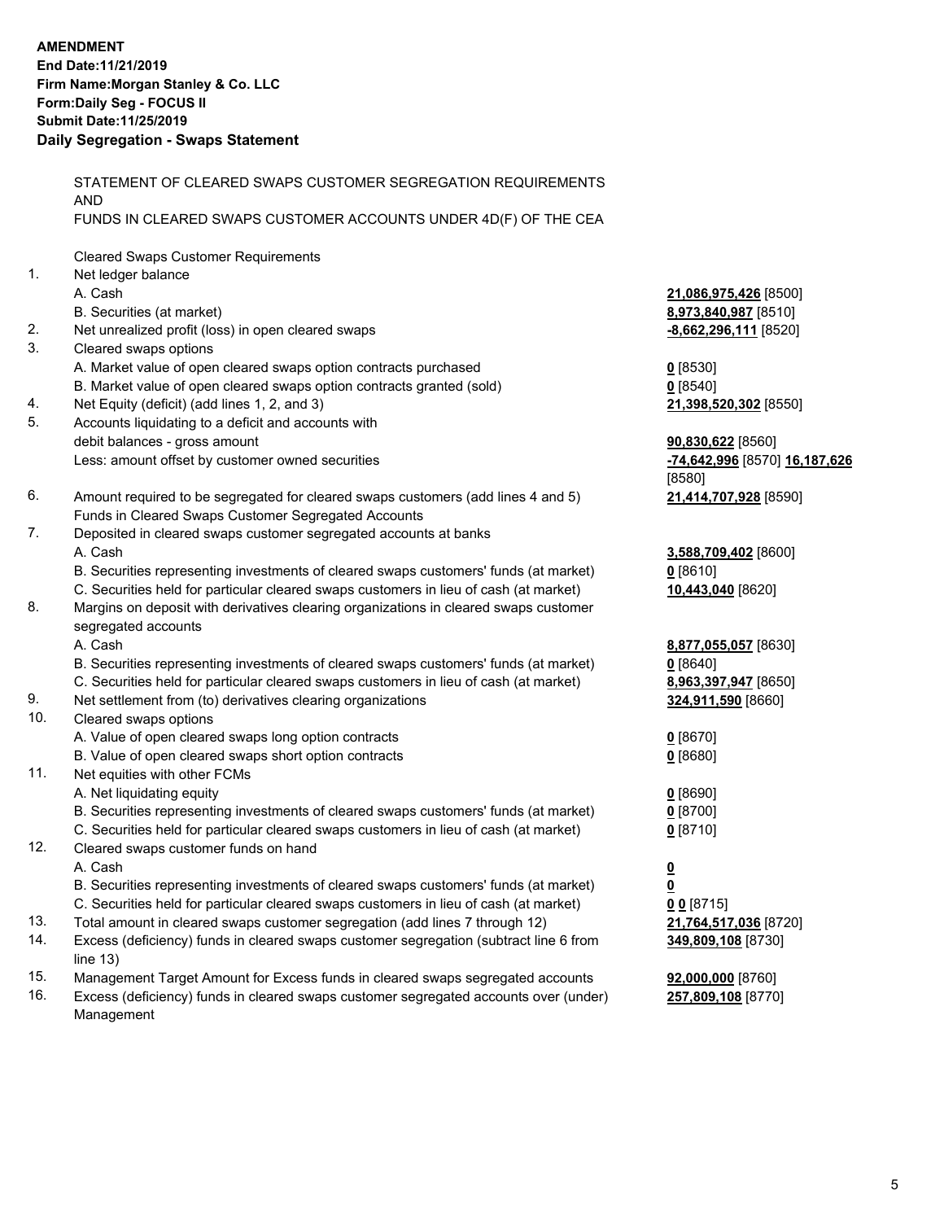**AMENDMENT**
**End Date:11/21/2019**
**Firm Name:Morgan Stanley & Co. LLC**
**Form:Daily Seg - FOCUS II**
**Submit Date:11/25/2019**
**Daily Segregation - Swaps Statement**

STATEMENT OF CLEARED SWAPS CUSTOMER SEGREGATION REQUIREMENTS AND FUNDS IN CLEARED SWAPS CUSTOMER ACCOUNTS UNDER 4D(F) OF THE CEA

| | | |
|---|---|---|
| | Cleared Swaps Customer Requirements | |
| 1. | Net ledger balance | |
| | A. Cash | **21,086,975,426** [8500] |
| | B. Securities (at market) | **8,973,840,987** [8510] |
| 2. | Net unrealized profit (loss) in open cleared swaps | **-8,662,296,111** [8520] |
| 3. | Cleared swaps options | |
| | A. Market value of open cleared swaps option contracts purchased | **0** [8530] |
| | B. Market value of open cleared swaps option contracts granted (sold) | **0** [8540] |
| 4. | Net Equity (deficit) (add lines 1, 2, and 3) | **21,398,520,302** [8550] |
| 5. | Accounts liquidating to a deficit and accounts with debit balances - gross amount | **90,830,622** [8560] |
| | Less: amount offset by customer owned securities | **-74,642,996** [8570] **16,187,626** [8580] |
| 6. | Amount required to be segregated for cleared swaps customers (add lines 4 and 5) | **21,414,707,928** [8590] |
| | Funds in Cleared Swaps Customer Segregated Accounts | |
| 7. | Deposited in cleared swaps customer segregated accounts at banks | |
| | A. Cash | **3,588,709,402** [8600] |
| | B. Securities representing investments of cleared swaps customers' funds (at market) | **0** [8610] |
| | C. Securities held for particular cleared swaps customers in lieu of cash (at market) | **10,443,040** [8620] |
| 8. | Margins on deposit with derivatives clearing organizations in cleared swaps customer segregated accounts | |
| | A. Cash | **8,877,055,057** [8630] |
| | B. Securities representing investments of cleared swaps customers' funds (at market) | **0** [8640] |
| | C. Securities held for particular cleared swaps customers in lieu of cash (at market) | **8,963,397,947** [8650] |
| 9. | Net settlement from (to) derivatives clearing organizations | **324,911,590** [8660] |
| 10. | Cleared swaps options | |
| | A. Value of open cleared swaps long option contracts | **0** [8670] |
| | B. Value of open cleared swaps short option contracts | **0** [8680] |
| 11. | Net equities with other FCMs | |
| | A. Net liquidating equity | **0** [8690] |
| | B. Securities representing investments of cleared swaps customers' funds (at market) | **0** [8700] |
| | C. Securities held for particular cleared swaps customers in lieu of cash (at market) | **0** [8710] |
| 12. | Cleared swaps customer funds on hand | |
| | A. Cash | **0** |
| | B. Securities representing investments of cleared swaps customers' funds (at market) | **0** |
| | C. Securities held for particular cleared swaps customers in lieu of cash (at market) | **0** **0** [8715] |
| 13. | Total amount in cleared swaps customer segregation (add lines 7 through 12) | **21,764,517,036** [8720] |
| 14. | Excess (deficiency) funds in cleared swaps customer segregation (subtract line 6 from line 13) | **349,809,108** [8730] |
| 15. | Management Target Amount for Excess funds in cleared swaps segregated accounts | **92,000,000** [8760] |
| 16. | Excess (deficiency) funds in cleared swaps customer segregated accounts over (under) Management | **257,809,108** [8770] |